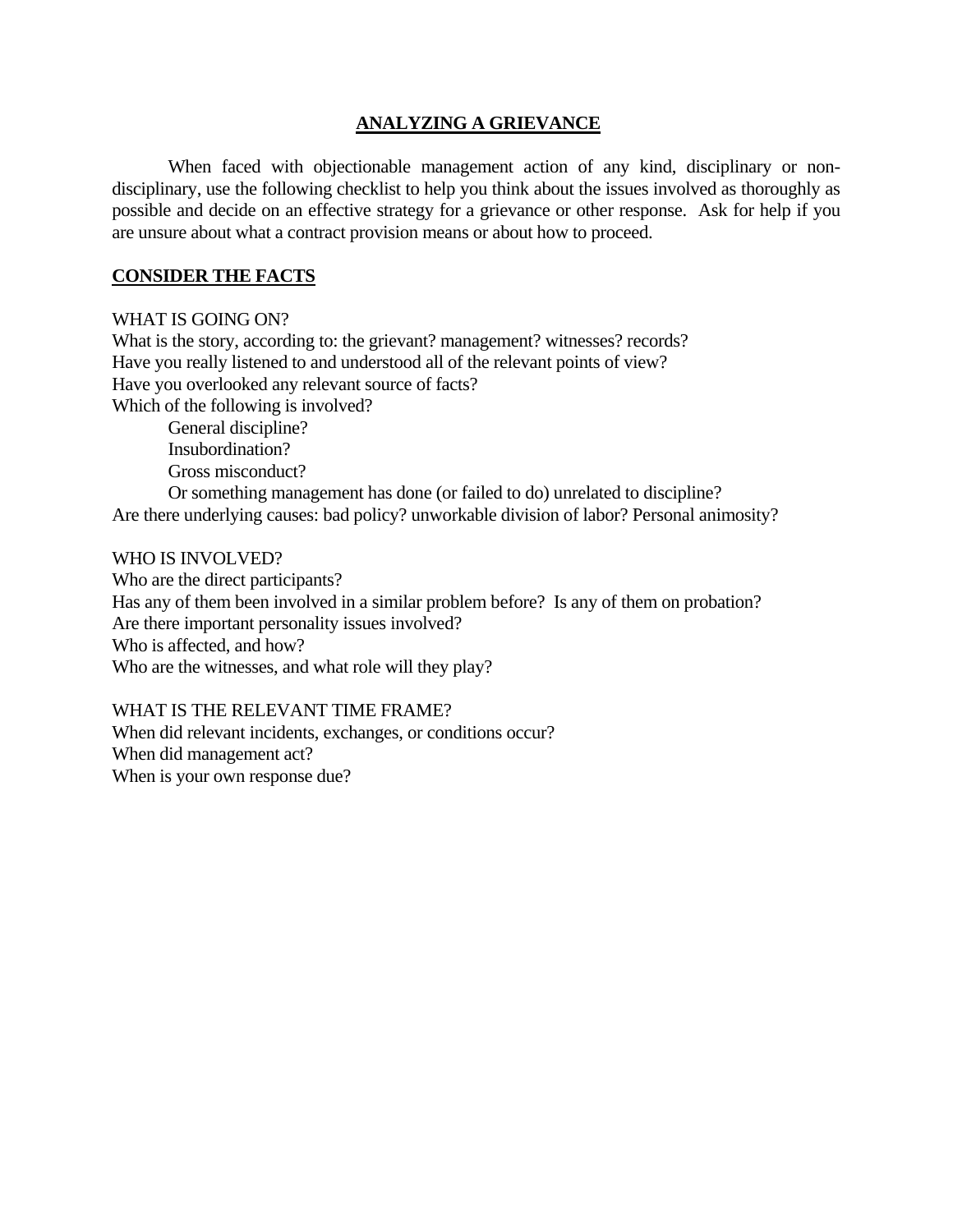# ANALYZING A GRIEVANCE

When faced with objectionable management action of any kind, disciplinary or non-disciplinary, use the following checklist to help you think about the issues involved as thoroughly as possible and decide on an effective strategy for a grievance or other response. Ask for help if you are unsure about what a contract provision means or about how to proceed.

## CONSIDER THE FACTS

WHAT IS GOING ON?
What is the story, according to: the grievant? management? witnesses? records?
Have you really listened to and understood all of the relevant points of view?
Have you overlooked any relevant source of facts?
Which of the following is involved?

- General discipline?
- Insubordination?
- Gross misconduct?
- Or something management has done (or failed to do) unrelated to discipline?

Are there underlying causes: bad policy? unworkable division of labor? Personal animosity?

WHO IS INVOLVED?
Who are the direct participants?
Has any of them been involved in a similar problem before? Is any of them on probation?
Are there important personality issues involved?
Who is affected, and how?
Who are the witnesses, and what role will they play?

WHAT IS THE RELEVANT TIME FRAME?
When did relevant incidents, exchanges, or conditions occur?
When did management act?
When is your own response due?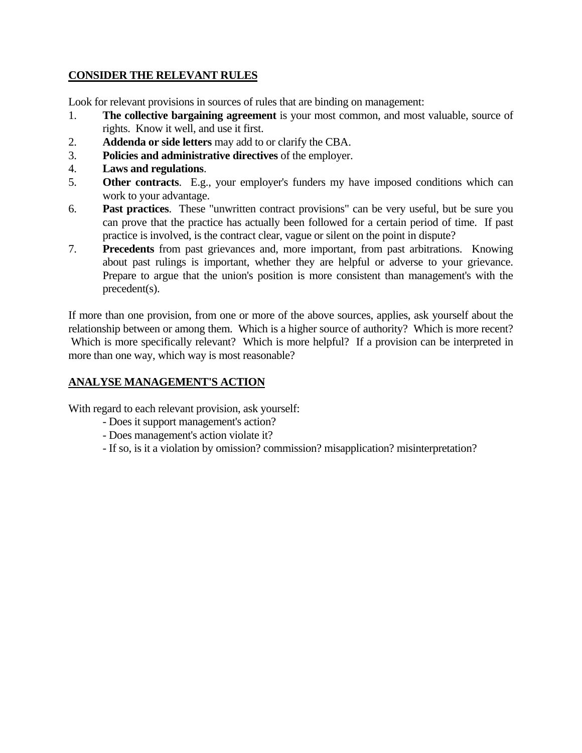## CONSIDER THE RELEVANT RULES

Look for relevant provisions in sources of rules that are binding on management:

1. **The collective bargaining agreement** is your most common, and most valuable, source of rights. Know it well, and use it first.
2. **Addenda or side letters** may add to or clarify the CBA.
3. **Policies and administrative directives** of the employer.
4. **Laws and regulations**.
5. **Other contracts**. E.g., your employer's funders my have imposed conditions which can work to your advantage.
6. **Past practices**. These "unwritten contract provisions" can be very useful, but be sure you can prove that the practice has actually been followed for a certain period of time. If past practice is involved, is the contract clear, vague or silent on the point in dispute?
7. **Precedents** from past grievances and, more important, from past arbitrations. Knowing about past rulings is important, whether they are helpful or adverse to your grievance. Prepare to argue that the union's position is more consistent than management's with the precedent(s).

If more than one provision, from one or more of the above sources, applies, ask yourself about the relationship between or among them. Which is a higher source of authority? Which is more recent? Which is more specifically relevant? Which is more helpful? If a provision can be interpreted in more than one way, which way is most reasonable?

## ANALYSE MANAGEMENT'S ACTION

With regard to each relevant provision, ask yourself:

- Does it support management's action?
- Does management's action violate it?
- If so, is it a violation by omission? commission? misapplication? misinterpretation?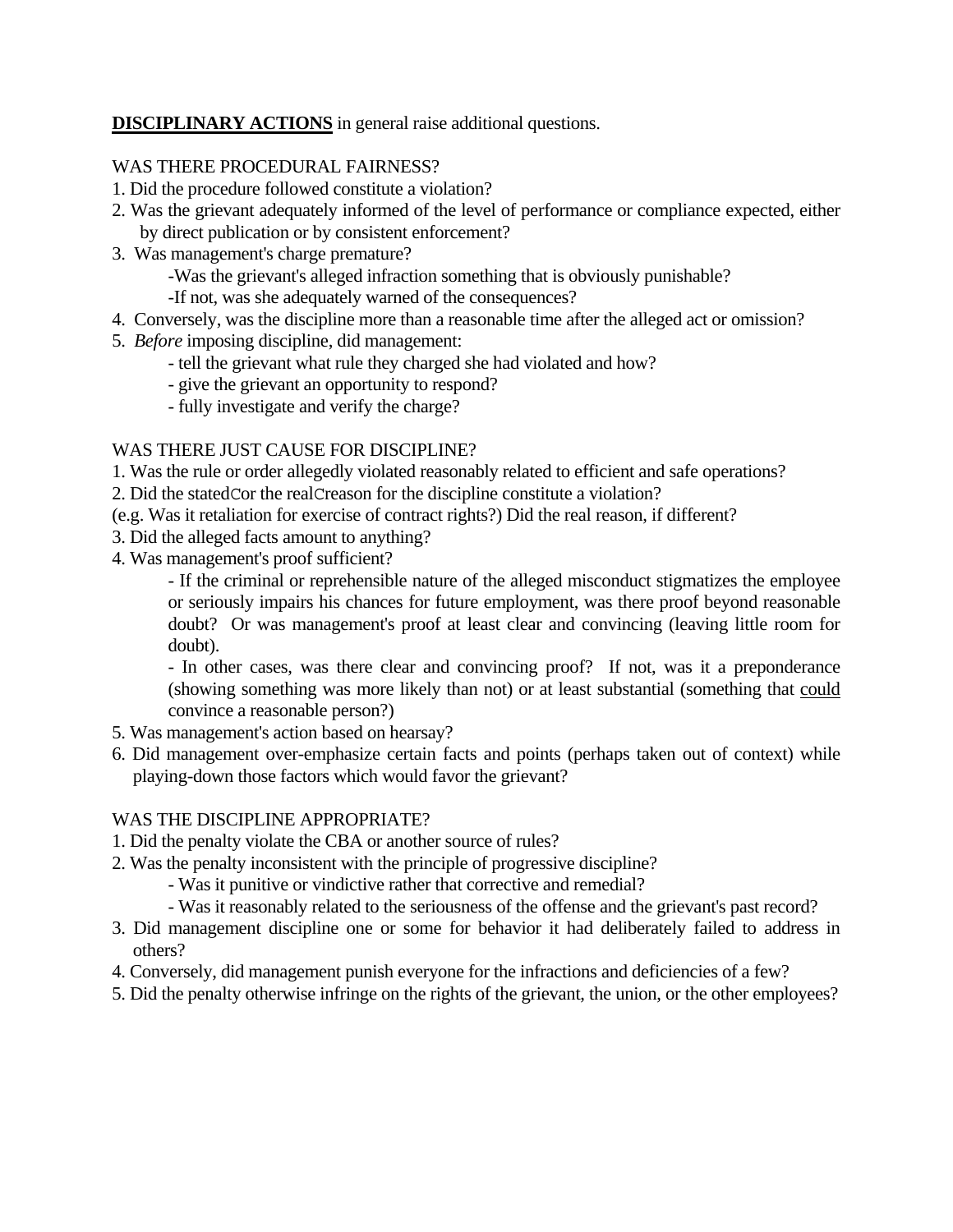**<u>DISCIPLINARY ACTIONS</u>** in general raise additional questions.

WAS THERE PROCEDURAL FAIRNESS?

1. Did the procedure followed constitute a violation?
2. Was the grievant adequately informed of the level of performance or compliance expected, either by direct publication or by consistent enforcement?
3. Was management's charge premature?
   - -Was the grievant's alleged infraction something that is obviously punishable?
   - -If not, was she adequately warned of the consequences?
4. Conversely, was the discipline more than a reasonable time after the alleged act or omission?
5. *Before* imposing discipline, did management:
   - tell the grievant what rule they charged she had violated and how?
   - give the grievant an opportunity to respond?
   - fully investigate and verify the charge?

WAS THERE JUST CAUSE FOR DISCIPLINE?

1. Was the rule or order allegedly violated reasonably related to efficient and safe operations?
2. Did the statedCor the realCreason for the discipline constitute a violation?

(e.g. Was it retaliation for exercise of contract rights?) Did the real reason, if different?

3. Did the alleged facts amount to anything?
4. Was management's proof sufficient?
   - If the criminal or reprehensible nature of the alleged misconduct stigmatizes the employee or seriously impairs his chances for future employment, was there proof beyond reasonable doubt? Or was management's proof at least clear and convincing (leaving little room for doubt).
   - In other cases, was there clear and convincing proof? If not, was it a preponderance (showing something was more likely than not) or at least substantial (something that <u>could</u> convince a reasonable person?)
5. Was management's action based on hearsay?
6. Did management over-emphasize certain facts and points (perhaps taken out of context) while playing-down those factors which would favor the grievant?

WAS THE DISCIPLINE APPROPRIATE?

1. Did the penalty violate the CBA or another source of rules?
2. Was the penalty inconsistent with the principle of progressive discipline?
   - Was it punitive or vindictive rather that corrective and remedial?
   - Was it reasonably related to the seriousness of the offense and the grievant's past record?
3. Did management discipline one or some for behavior it had deliberately failed to address in others?
4. Conversely, did management punish everyone for the infractions and deficiencies of a few?
5. Did the penalty otherwise infringe on the rights of the grievant, the union, or the other employees?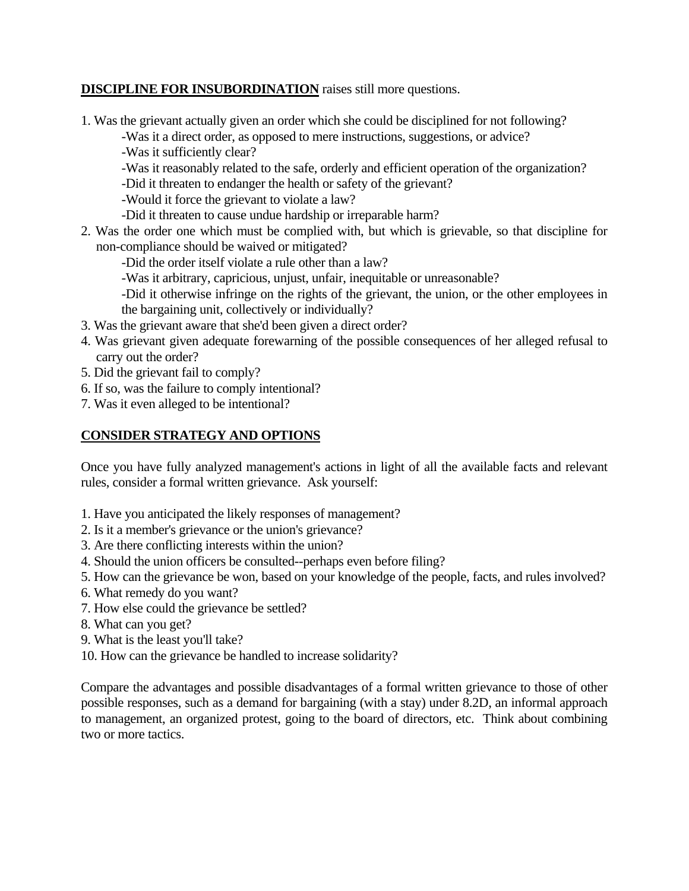**DISCIPLINE FOR INSUBORDINATION** raises still more questions.

1. Was the grievant actually given an order which she could be disciplined for not following?
   - -Was it a direct order, as opposed to mere instructions, suggestions, or advice?
   - -Was it sufficiently clear?
   - -Was it reasonably related to the safe, orderly and efficient operation of the organization?
   - -Did it threaten to endanger the health or safety of the grievant?
   - -Would it force the grievant to violate a law?
   - -Did it threaten to cause undue hardship or irreparable harm?
2. Was the order one which must be complied with, but which is grievable, so that discipline for non-compliance should be waived or mitigated?
   - -Did the order itself violate a rule other than a law?
   - -Was it arbitrary, capricious, unjust, unfair, inequitable or unreasonable?
   - -Did it otherwise infringe on the rights of the grievant, the union, or the other employees in the bargaining unit, collectively or individually?
3. Was the grievant aware that she'd been given a direct order?
4. Was grievant given adequate forewarning of the possible consequences of her alleged refusal to carry out the order?
5. Did the grievant fail to comply?
6. If so, was the failure to comply intentional?
7. Was it even alleged to be intentional?

## CONSIDER STRATEGY AND OPTIONS

Once you have fully analyzed management's actions in light of all the available facts and relevant rules, consider a formal written grievance. Ask yourself:

1. Have you anticipated the likely responses of management?
2. Is it a member's grievance or the union's grievance?
3. Are there conflicting interests within the union?
4. Should the union officers be consulted--perhaps even before filing?
5. How can the grievance be won, based on your knowledge of the people, facts, and rules involved?
6. What remedy do you want?
7. How else could the grievance be settled?
8. What can you get?
9. What is the least you'll take?
10. How can the grievance be handled to increase solidarity?

Compare the advantages and possible disadvantages of a formal written grievance to those of other possible responses, such as a demand for bargaining (with a stay) under 8.2D, an informal approach to management, an organized protest, going to the board of directors, etc. Think about combining two or more tactics.